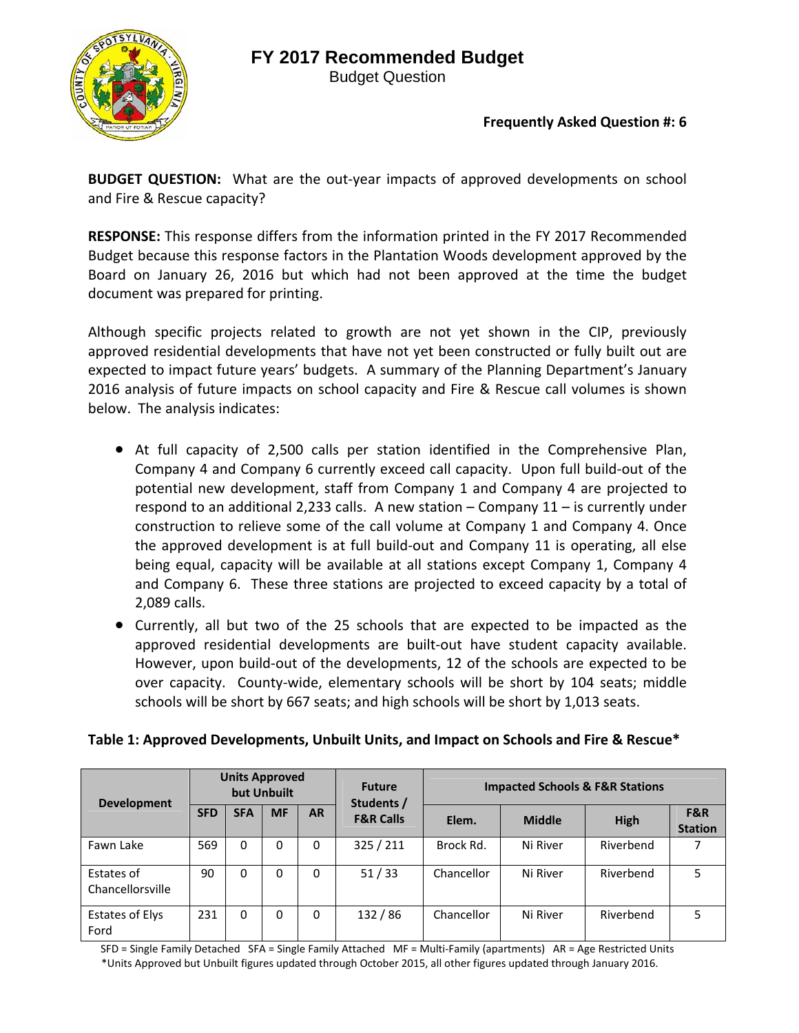# FY 2017 Recommended Budget

Budget Question

**Frequently Asked Question #: 6**

**BUDGET QUESTION:** What are the out-year impacts of approved developments on school and Fire & Rescue capacity?

**RESPONSE:** This response differs from the information printed in the FY 2017 Recommended Budget because this response factors in the Plantation Woods development approved by the Board on January 26, 2016 but which had not been approved at the time the budget document was prepared for printing.

Although specific projects related to growth are not yet shown in the CIP, previously approved residential developments that have not yet been constructed or fully built out are expected to impact future years' budgets. A summary of the Planning Department's January 2016 analysis of future impacts on school capacity and Fire & Rescue call volumes is shown below. The analysis indicates:

- At full capacity of 2,500 calls per station identified in the Comprehensive Plan, Company 4 and Company 6 currently exceed call capacity. Upon full build-out of the potential new development, staff from Company 1 and Company 4 are projected to respond to an additional 2,233 calls. A new station – Company 11 – is currently under construction to relieve some of the call volume at Company 1 and Company 4. Once the approved development is at full build-out and Company 11 is operating, all else being equal, capacity will be available at all stations except Company 1, Company 4 and Company 6. These three stations are projected to exceed capacity by a total of 2,089 calls.
- Currently, all but two of the 25 schools that are expected to be impacted as the approved residential developments are built-out have student capacity available. However, upon build-out of the developments, 12 of the schools are expected to be over capacity. County-wide, elementary schools will be short by 104 seats; middle schools will be short by 667 seats; and high schools will be short by 1,013 seats.

**Table 1: Approved Developments, Unbuilt Units, and Impact on Schools and Fire & Rescue***

| Development | Units Approved but Unbuilt | | | | Future Students / F&R Calls | Impacted Schools & F&R Stations | | | |
|---|---|---|---|---|---|---|---|---|---|
| | SFD | SFA | MF | AR | | Elem. | Middle | High | F&R Station |
| Fawn Lake | 569 | 0 | 0 | 0 | 325 / 211 | Brock Rd. | Ni River | Riverbend | 7 |
| Estates of Chancellorsville | 90 | 0 | 0 | 0 | 51 / 33 | Chancellor | Ni River | Riverbend | 5 |
| Estates of Elys Ford | 231 | 0 | 0 | 0 | 132 / 86 | Chancellor | Ni River | Riverbend | 5 |

SFD = Single Family Detached SFA = Single Family Attached MF = Multi-Family (apartments) AR = Age Restricted Units

*Units Approved but Unbuilt figures updated through October 2015, all other figures updated through January 2016.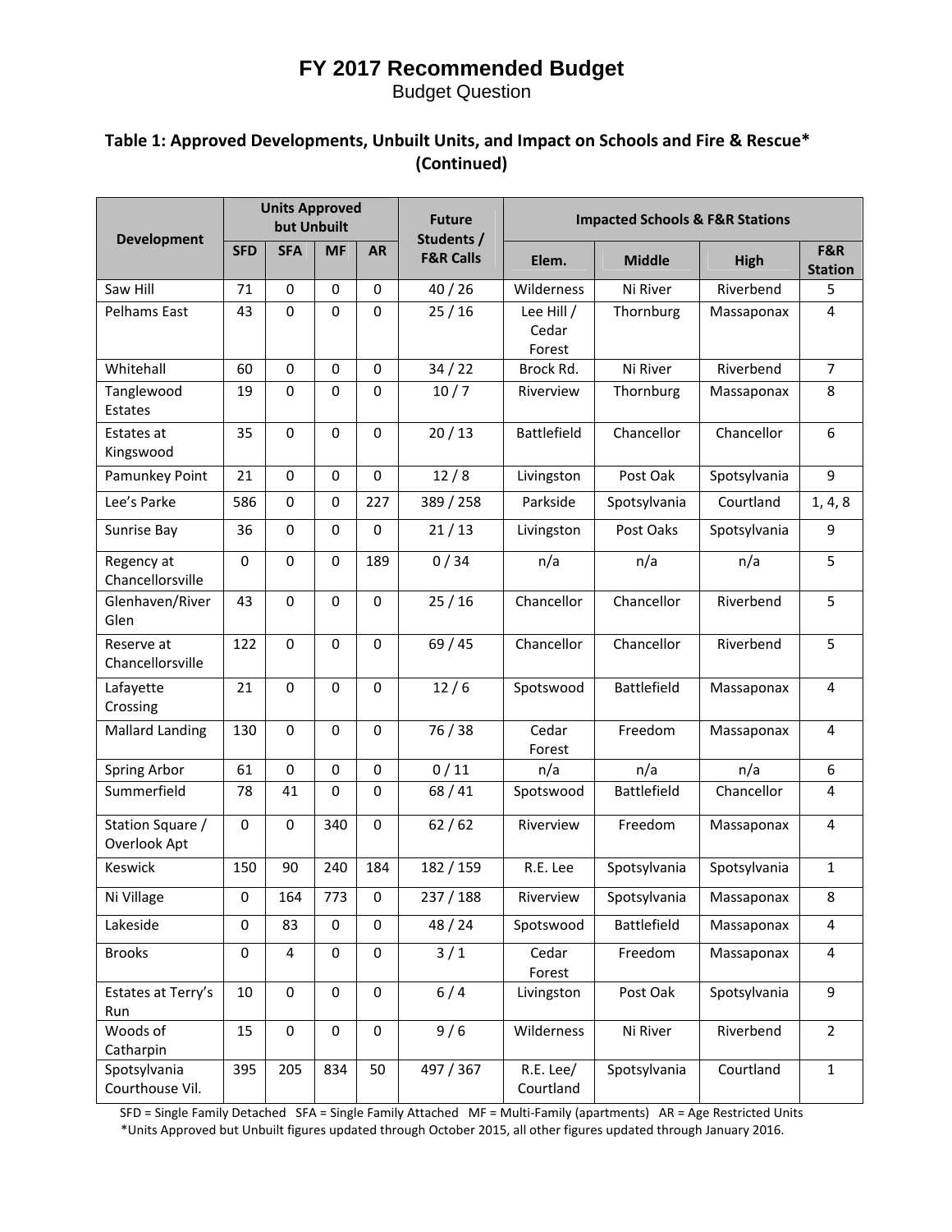# FY 2017 Recommended Budget

Budget Question

### Table 1: Approved Developments, Unbuilt Units, and Impact on Schools and Fire & Rescue* (Continued)

| Development | Units Approved but Unbuilt | | | | Future Students / F&R Calls | Impacted Schools & F&R Stations | | | |
|---|---|---|---|---|---|---|---|---|---|
| | SFD | SFA | MF | AR | | Elem. | Middle | High | F&R Station |
| Saw Hill | 71 | 0 | 0 | 0 | 40 / 26 | Wilderness | Ni River | Riverbend | 5 |
| Pelhams East | 43 | 0 | 0 | 0 | 25 / 16 | Lee Hill / Cedar Forest | Thornburg | Massaponax | 4 |
| Whitehall | 60 | 0 | 0 | 0 | 34 / 22 | Brock Rd. | Ni River | Riverbend | 7 |
| Tanglewood Estates | 19 | 0 | 0 | 0 | 10 / 7 | Riverview | Thornburg | Massaponax | 8 |
| Estates at Kingswood | 35 | 0 | 0 | 0 | 20 / 13 | Battlefield | Chancellor | Chancellor | 6 |
| Pamunkey Point | 21 | 0 | 0 | 0 | 12 / 8 | Livingston | Post Oak | Spotsylvania | 9 |
| Lee's Parke | 586 | 0 | 0 | 227 | 389 / 258 | Parkside | Spotsylvania | Courtland | 1, 4, 8 |
| Sunrise Bay | 36 | 0 | 0 | 0 | 21 / 13 | Livingston | Post Oaks | Spotsylvania | 9 |
| Regency at Chancellorsville | 0 | 0 | 0 | 189 | 0 / 34 | n/a | n/a | n/a | 5 |
| Glenhaven/River Glen | 43 | 0 | 0 | 0 | 25 / 16 | Chancellor | Chancellor | Riverbend | 5 |
| Reserve at Chancellorsville | 122 | 0 | 0 | 0 | 69 / 45 | Chancellor | Chancellor | Riverbend | 5 |
| Lafayette Crossing | 21 | 0 | 0 | 0 | 12 / 6 | Spotswood | Battlefield | Massaponax | 4 |
| Mallard Landing | 130 | 0 | 0 | 0 | 76 / 38 | Cedar Forest | Freedom | Massaponax | 4 |
| Spring Arbor | 61 | 0 | 0 | 0 | 0 / 11 | n/a | n/a | n/a | 6 |
| Summerfield | 78 | 41 | 0 | 0 | 68 / 41 | Spotswood | Battlefield | Chancellor | 4 |
| Station Square / Overlook Apt | 0 | 0 | 340 | 0 | 62 / 62 | Riverview | Freedom | Massaponax | 4 |
| Keswick | 150 | 90 | 240 | 184 | 182 / 159 | R.E. Lee | Spotsylvania | Spotsylvania | 1 |
| Ni Village | 0 | 164 | 773 | 0 | 237 / 188 | Riverview | Spotsylvania | Massaponax | 8 |
| Lakeside | 0 | 83 | 0 | 0 | 48 / 24 | Spotswood | Battlefield | Massaponax | 4 |
| Brooks | 0 | 4 | 0 | 0 | 3 / 1 | Cedar Forest | Freedom | Massaponax | 4 |
| Estates at Terry's Run | 10 | 0 | 0 | 0 | 6 / 4 | Livingston | Post Oak | Spotsylvania | 9 |
| Woods of Catharpin | 15 | 0 | 0 | 0 | 9 / 6 | Wilderness | Ni River | Riverbend | 2 |
| Spotsylvania Courthouse Vil. | 395 | 205 | 834 | 50 | 497 / 367 | R.E. Lee/ Courtland | Spotsylvania | Courtland | 1 |

SFD = Single Family Detached SFA = Single Family Attached MF = Multi-Family (apartments) AR = Age Restricted Units

*Units Approved but Unbuilt figures updated through October 2015, all other figures updated through January 2016.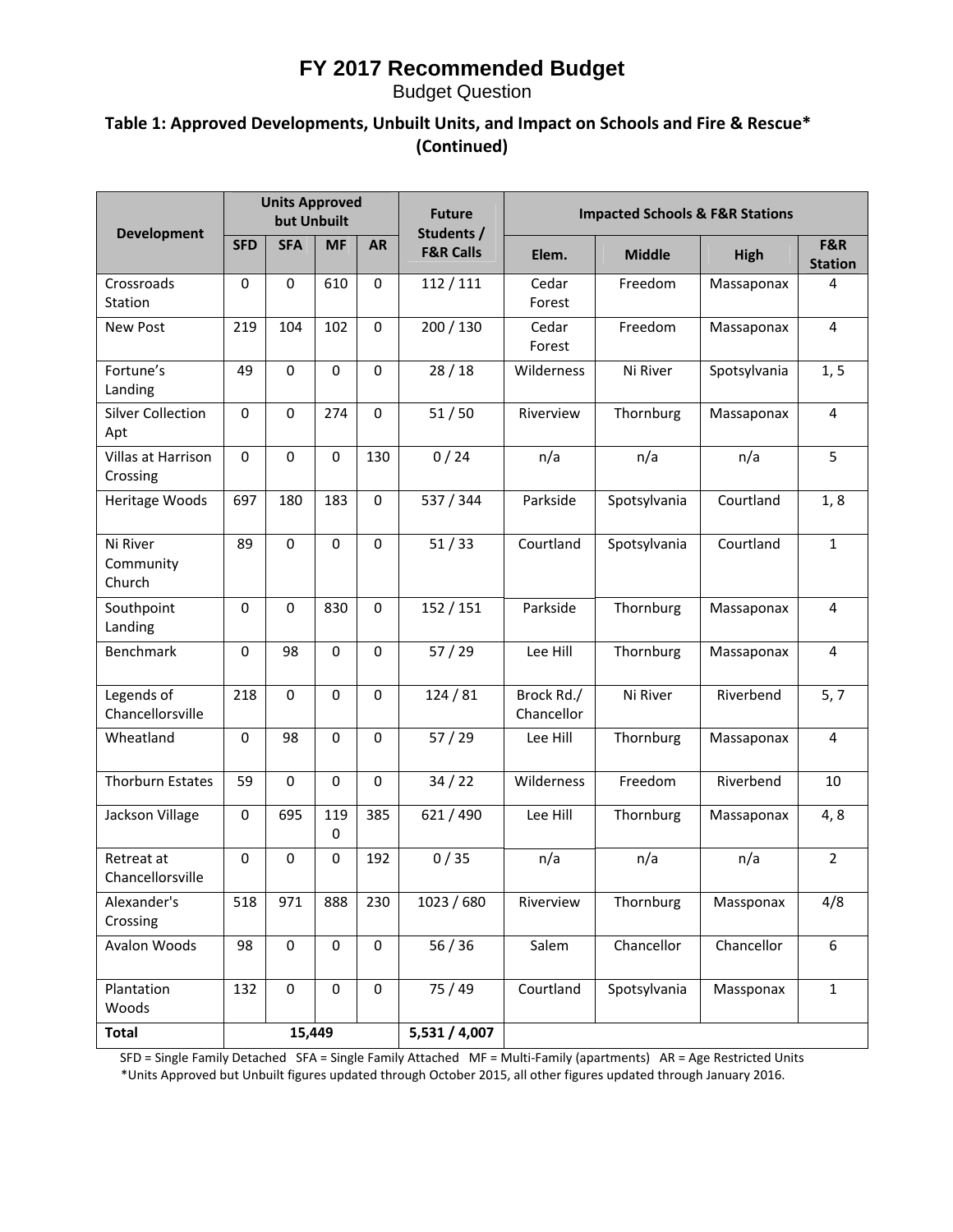# FY 2017 Recommended Budget

Budget Question

### Table 1: Approved Developments, Unbuilt Units, and Impact on Schools and Fire & Rescue* (Continued)

| Development | Units Approved but Unbuilt | | | | Future Students / F&R Calls | Impacted Schools & F&R Stations | | | |
|---|---|---|---|---|---|---|---|---|---|
| | SFD | SFA | MF | AR | | Elem. | Middle | High | F&R Station |
| Crossroads Station | 0 | 0 | 610 | 0 | 112 / 111 | Cedar Forest | Freedom | Massaponax | 4 |
| New Post | 219 | 104 | 102 | 0 | 200 / 130 | Cedar Forest | Freedom | Massaponax | 4 |
| Fortune's Landing | 49 | 0 | 0 | 0 | 28 / 18 | Wilderness | Ni River | Spotsylvania | 1, 5 |
| Silver Collection Apt | 0 | 0 | 274 | 0 | 51 / 50 | Riverview | Thornburg | Massaponax | 4 |
| Villas at Harrison Crossing | 0 | 0 | 0 | 130 | 0 / 24 | n/a | n/a | n/a | 5 |
| Heritage Woods | 697 | 180 | 183 | 0 | 537 / 344 | Parkside | Spotsylvania | Courtland | 1, 8 |
| Ni River Community Church | 89 | 0 | 0 | 0 | 51 / 33 | Courtland | Spotsylvania | Courtland | 1 |
| Southpoint Landing | 0 | 0 | 830 | 0 | 152 / 151 | Parkside | Thornburg | Massaponax | 4 |
| Benchmark | 0 | 98 | 0 | 0 | 57 / 29 | Lee Hill | Thornburg | Massaponax | 4 |
| Legends of Chancellorsville | 218 | 0 | 0 | 0 | 124 / 81 | Brock Rd./ Chancellor | Ni River | Riverbend | 5, 7 |
| Wheatland | 0 | 98 | 0 | 0 | 57 / 29 | Lee Hill | Thornburg | Massaponax | 4 |
| Thorburn Estates | 59 | 0 | 0 | 0 | 34 / 22 | Wilderness | Freedom | Riverbend | 10 |
| Jackson Village | 0 | 695 | 1190 | 385 | 621 / 490 | Lee Hill | Thornburg | Massaponax | 4, 8 |
| Retreat at Chancellorsville | 0 | 0 | 0 | 192 | 0 / 35 | n/a | n/a | n/a | 2 |
| Alexander's Crossing | 518 | 971 | 888 | 230 | 1023 / 680 | Riverview | Thornburg | Massponax | 4/8 |
| Avalon Woods | 98 | 0 | 0 | 0 | 56 / 36 | Salem | Chancellor | Chancellor | 6 |
| Plantation Woods | 132 | 0 | 0 | 0 | 75 / 49 | Courtland | Spotsylvania | Massponax | 1 |
| **Total** | **15,449** | | | | **5,531 / 4,007** | | | | |

SFD = Single Family Detached SFA = Single Family Attached MF = Multi-Family (apartments) AR = Age Restricted Units

*Units Approved but Unbuilt figures updated through October 2015, all other figures updated through January 2016.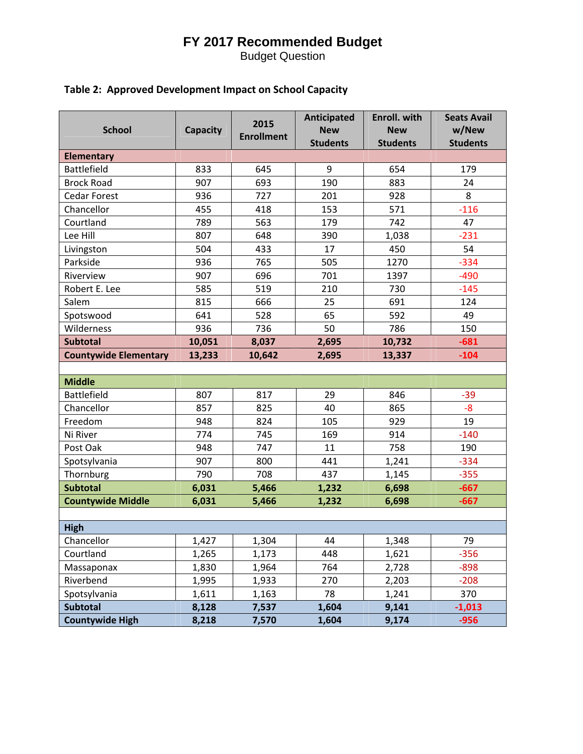# FY 2017 Recommended Budget

Budget Question

**Table 2: Approved Development Impact on School Capacity**

| School | Capacity | 2015 Enrollment | Anticipated New Students | Enroll. with New Students | Seats Avail w/New Students |
|---|---|---|---|---|---|
| **Elementary** | | | | | |
| Battlefield | 833 | 645 | 9 | 654 | 179 |
| Brock Road | 907 | 693 | 190 | 883 | 24 |
| Cedar Forest | 936 | 727 | 201 | 928 | 8 |
| Chancellor | 455 | 418 | 153 | 571 | -116 |
| Courtland | 789 | 563 | 179 | 742 | 47 |
| Lee Hill | 807 | 648 | 390 | 1,038 | -231 |
| Livingston | 504 | 433 | 17 | 450 | 54 |
| Parkside | 936 | 765 | 505 | 1270 | -334 |
| Riverview | 907 | 696 | 701 | 1397 | -490 |
| Robert E. Lee | 585 | 519 | 210 | 730 | -145 |
| Salem | 815 | 666 | 25 | 691 | 124 |
| Spotswood | 641 | 528 | 65 | 592 | 49 |
| Wilderness | 936 | 736 | 50 | 786 | 150 |
| **Subtotal** | **10,051** | **8,037** | **2,695** | **10,732** | **-681** |
| **Countywide Elementary** | **13,233** | **10,642** | **2,695** | **13,337** | **-104** |
| | | | | | |
| **Middle** | | | | | |
| Battlefield | 807 | 817 | 29 | 846 | -39 |
| Chancellor | 857 | 825 | 40 | 865 | -8 |
| Freedom | 948 | 824 | 105 | 929 | 19 |
| Ni River | 774 | 745 | 169 | 914 | -140 |
| Post Oak | 948 | 747 | 11 | 758 | 190 |
| Spotsylvania | 907 | 800 | 441 | 1,241 | -334 |
| Thornburg | 790 | 708 | 437 | 1,145 | -355 |
| **Subtotal** | **6,031** | **5,466** | **1,232** | **6,698** | **-667** |
| **Countywide Middle** | **6,031** | **5,466** | **1,232** | **6,698** | **-667** |
| | | | | | |
| **High** | | | | | |
| Chancellor | 1,427 | 1,304 | 44 | 1,348 | 79 |
| Courtland | 1,265 | 1,173 | 448 | 1,621 | -356 |
| Massaponax | 1,830 | 1,964 | 764 | 2,728 | -898 |
| Riverbend | 1,995 | 1,933 | 270 | 2,203 | -208 |
| Spotsylvania | 1,611 | 1,163 | 78 | 1,241 | 370 |
| **Subtotal** | **8,128** | **7,537** | **1,604** | **9,141** | **-1,013** |
| **Countywide High** | **8,218** | **7,570** | **1,604** | **9,174** | **-956** |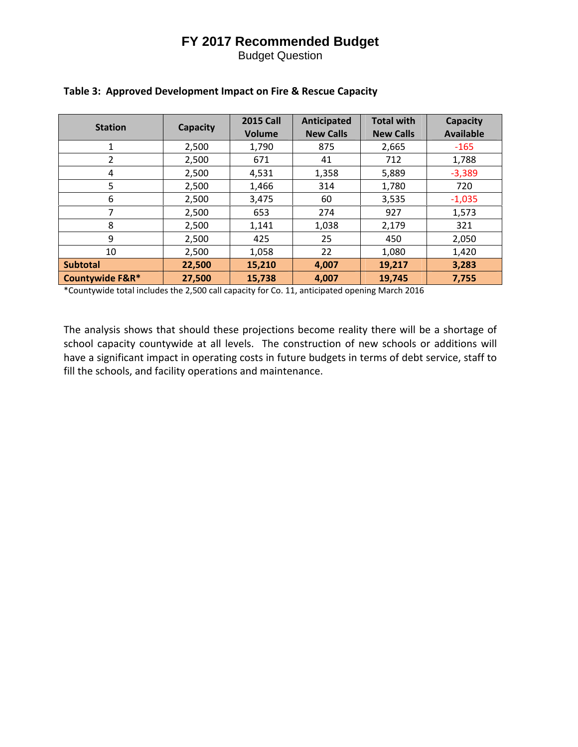# FY 2017 Recommended Budget

Budget Question

**Table 3: Approved Development Impact on Fire & Rescue Capacity**

| Station | Capacity | 2015 Call Volume | Anticipated New Calls | Total with New Calls | Capacity Available |
|---|---|---|---|---|---|
| 1 | 2,500 | 1,790 | 875 | 2,665 | -165 |
| 2 | 2,500 | 671 | 41 | 712 | 1,788 |
| 4 | 2,500 | 4,531 | 1,358 | 5,889 | -3,389 |
| 5 | 2,500 | 1,466 | 314 | 1,780 | 720 |
| 6 | 2,500 | 3,475 | 60 | 3,535 | -1,035 |
| 7 | 2,500 | 653 | 274 | 927 | 1,573 |
| 8 | 2,500 | 1,141 | 1,038 | 2,179 | 321 |
| 9 | 2,500 | 425 | 25 | 450 | 2,050 |
| 10 | 2,500 | 1,058 | 22 | 1,080 | 1,420 |
| **Subtotal** | **22,500** | **15,210** | **4,007** | **19,217** | **3,283** |
| **Countywide F&R*** | **27,500** | **15,738** | **4,007** | **19,745** | **7,755** |

*Countywide total includes the 2,500 call capacity for Co. 11, anticipated opening March 2016

The analysis shows that should these projections become reality there will be a shortage of school capacity countywide at all levels. The construction of new schools or additions will have a significant impact in operating costs in future budgets in terms of debt service, staff to fill the schools, and facility operations and maintenance.